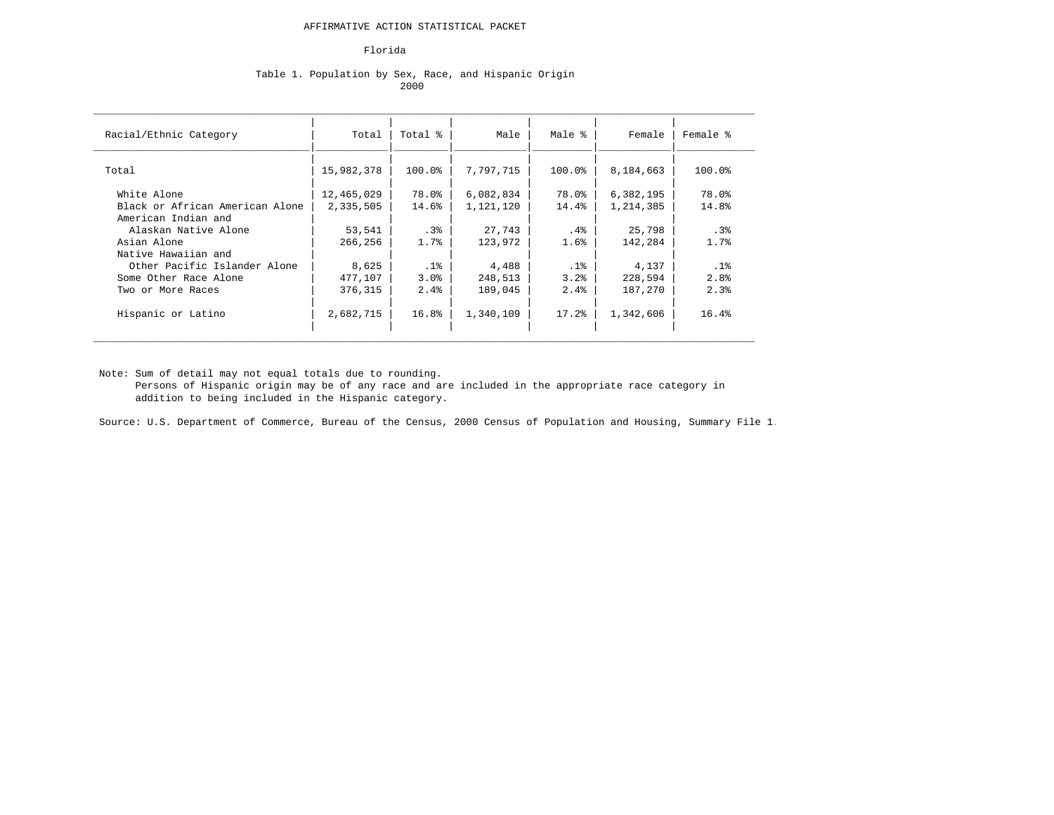# AFFIRMATIVE ACTION STATISTICAL PACKET

## Florida

### Table 1. Population by Sex, Race, and Hispanic Origin
2000

| Racial/Ethnic Category | Total | Total % | Male | Male % | Female | Female % |
|---|---|---|---|---|---|---|
| Total | 15,982,378 | 100.0% | 7,797,715 | 100.0% | 8,184,663 | 100.0% |
| White Alone | 12,465,029 | 78.0% | 6,082,834 | 78.0% | 6,382,195 | 78.0% |
| Black or African American Alone | 2,335,505 | 14.6% | 1,121,120 | 14.4% | 1,214,385 | 14.8% |
| American Indian and Alaskan Native Alone | 53,541 | .3% | 27,743 | .4% | 25,798 | .3% |
| Asian Alone | 266,256 | 1.7% | 123,972 | 1.6% | 142,284 | 1.7% |
| Native Hawaiian and Other Pacific Islander Alone | 8,625 | .1% | 4,488 | .1% | 4,137 | .1% |
| Some Other Race Alone | 477,107 | 3.0% | 248,513 | 3.2% | 228,594 | 2.8% |
| Two or More Races | 376,315 | 2.4% | 189,045 | 2.4% | 187,270 | 2.3% |
| Hispanic or Latino | 2,682,715 | 16.8% | 1,340,109 | 17.2% | 1,342,606 | 16.4% |

Note: Sum of detail may not equal totals due to rounding.
Persons of Hispanic origin may be of any race and are included in the appropriate race category in addition to being included in the Hispanic category.

Source: U.S. Department of Commerce, Bureau of the Census, 2000 Census of Population and Housing, Summary File 1.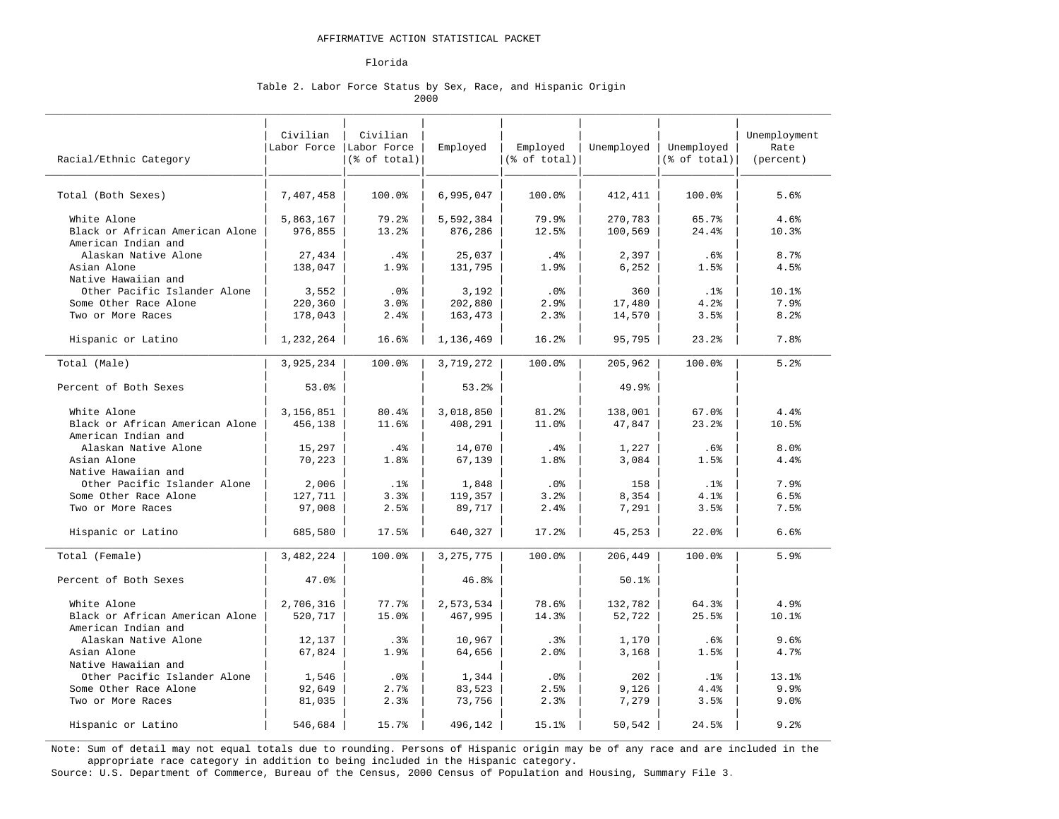# AFFIRMATIVE ACTION STATISTICAL PACKET

## Florida

### Table 2. Labor Force Status by Sex, Race, and Hispanic Origin
2000

| Racial/Ethnic Category | Civilian Labor Force | Civilian Labor Force (% of total) | Employed | Employed (% of total) | Unemployed | Unemployed (% of total) | Unemployment Rate (percent) |
|---|---|---|---|---|---|---|---|
| Total (Both Sexes) | 7,407,458 | 100.0% | 6,995,047 | 100.0% | 412,411 | 100.0% | 5.6% |
| White Alone | 5,863,167 | 79.2% | 5,592,384 | 79.9% | 270,783 | 65.7% | 4.6% |
| Black or African American Alone | 976,855 | 13.2% | 876,286 | 12.5% | 100,569 | 24.4% | 10.3% |
| American Indian and Alaskan Native Alone | 27,434 | .4% | 25,037 | .4% | 2,397 | .6% | 8.7% |
| Asian Alone | 138,047 | 1.9% | 131,795 | 1.9% | 6,252 | 1.5% | 4.5% |
| Native Hawaiian and Other Pacific Islander Alone | 3,552 | .0% | 3,192 | .0% | 360 | .1% | 10.1% |
| Some Other Race Alone | 220,360 | 3.0% | 202,880 | 2.9% | 17,480 | 4.2% | 7.9% |
| Two or More Races | 178,043 | 2.4% | 163,473 | 2.3% | 14,570 | 3.5% | 8.2% |
| Hispanic or Latino | 1,232,264 | 16.6% | 1,136,469 | 16.2% | 95,795 | 23.2% | 7.8% |
| Total (Male) | 3,925,234 | 100.0% | 3,719,272 | 100.0% | 205,962 | 100.0% | 5.2% |
| Percent of Both Sexes | 53.0% | | 53.2% | | 49.9% | | |
| White Alone | 3,156,851 | 80.4% | 3,018,850 | 81.2% | 138,001 | 67.0% | 4.4% |
| Black or African American Alone | 456,138 | 11.6% | 408,291 | 11.0% | 47,847 | 23.2% | 10.5% |
| American Indian and Alaskan Native Alone | 15,297 | .4% | 14,070 | .4% | 1,227 | .6% | 8.0% |
| Asian Alone | 70,223 | 1.8% | 67,139 | 1.8% | 3,084 | 1.5% | 4.4% |
| Native Hawaiian and Other Pacific Islander Alone | 2,006 | .1% | 1,848 | .0% | 158 | .1% | 7.9% |
| Some Other Race Alone | 127,711 | 3.3% | 119,357 | 3.2% | 8,354 | 4.1% | 6.5% |
| Two or More Races | 97,008 | 2.5% | 89,717 | 2.4% | 7,291 | 3.5% | 7.5% |
| Hispanic or Latino | 685,580 | 17.5% | 640,327 | 17.2% | 45,253 | 22.0% | 6.6% |
| Total (Female) | 3,482,224 | 100.0% | 3,275,775 | 100.0% | 206,449 | 100.0% | 5.9% |
| Percent of Both Sexes | 47.0% | | 46.8% | | 50.1% | | |
| White Alone | 2,706,316 | 77.7% | 2,573,534 | 78.6% | 132,782 | 64.3% | 4.9% |
| Black or African American Alone | 520,717 | 15.0% | 467,995 | 14.3% | 52,722 | 25.5% | 10.1% |
| American Indian and Alaskan Native Alone | 12,137 | .3% | 10,967 | .3% | 1,170 | .6% | 9.6% |
| Asian Alone | 67,824 | 1.9% | 64,656 | 2.0% | 3,168 | 1.5% | 4.7% |
| Native Hawaiian and Other Pacific Islander Alone | 1,546 | .0% | 1,344 | .0% | 202 | .1% | 13.1% |
| Some Other Race Alone | 92,649 | 2.7% | 83,523 | 2.5% | 9,126 | 4.4% | 9.9% |
| Two or More Races | 81,035 | 2.3% | 73,756 | 2.3% | 7,279 | 3.5% | 9.0% |
| Hispanic or Latino | 546,684 | 15.7% | 496,142 | 15.1% | 50,542 | 24.5% | 9.2% |

Note: Sum of detail may not equal totals due to rounding. Persons of Hispanic origin may be of any race and are included in the appropriate race category in addition to being included in the Hispanic category.

Source: U.S. Department of Commerce, Bureau of the Census, 2000 Census of Population and Housing, Summary File 3.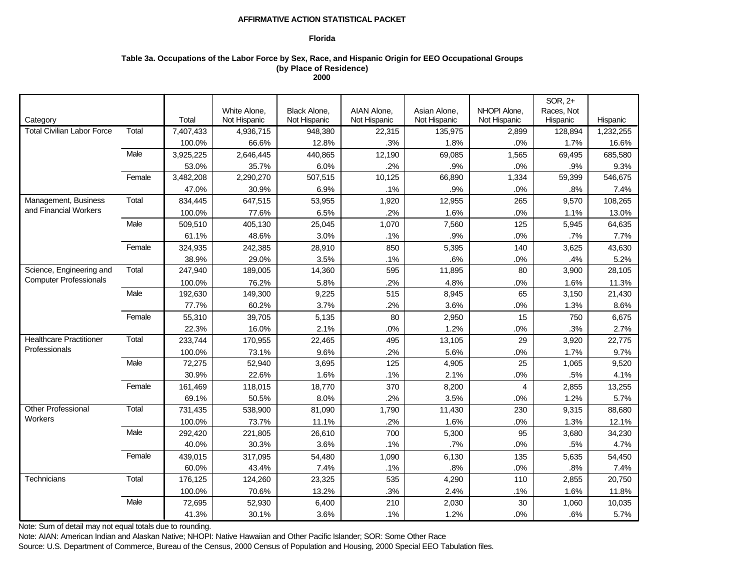**AFFIRMATIVE ACTION STATISTICAL PACKET**

**Florida**

**Table 3a. Occupations of the Labor Force by Sex, Race, and Hispanic Origin for EEO Occupational Groups (by Place of Residence) 2000**

| Category | | Total | White Alone, Not Hispanic | Black Alone, Not Hispanic | AIAN Alone, Not Hispanic | Asian Alone, Not Hispanic | NHOPI Alone, Not Hispanic | SOR, 2+ Races, Not Hispanic | Hispanic |
|---|---|---|---|---|---|---|---|---|---|
| Total Civilian Labor Force | Total | 7,407,433 | 4,936,715 | 948,380 | 22,315 | 135,975 | 2,899 | 128,894 | 1,232,255 |
| | | 100.0% | 66.6% | 12.8% | .3% | 1.8% | .0% | 1.7% | 16.6% |
| | Male | 3,925,225 | 2,646,445 | 440,865 | 12,190 | 69,085 | 1,565 | 69,495 | 685,580 |
| | | 53.0% | 35.7% | 6.0% | .2% | .9% | .0% | .9% | 9.3% |
| | Female | 3,482,208 | 2,290,270 | 507,515 | 10,125 | 66,890 | 1,334 | 59,399 | 546,675 |
| | | 47.0% | 30.9% | 6.9% | .1% | .9% | .0% | .8% | 7.4% |
| Management, Business and Financial Workers | Total | 834,445 | 647,515 | 53,955 | 1,920 | 12,955 | 265 | 9,570 | 108,265 |
| | | 100.0% | 77.6% | 6.5% | .2% | 1.6% | .0% | 1.1% | 13.0% |
| | Male | 509,510 | 405,130 | 25,045 | 1,070 | 7,560 | 125 | 5,945 | 64,635 |
| | | 61.1% | 48.6% | 3.0% | .1% | .9% | .0% | .7% | 7.7% |
| | Female | 324,935 | 242,385 | 28,910 | 850 | 5,395 | 140 | 3,625 | 43,630 |
| | | 38.9% | 29.0% | 3.5% | .1% | .6% | .0% | .4% | 5.2% |
| Science, Engineering and Computer Professionals | Total | 247,940 | 189,005 | 14,360 | 595 | 11,895 | 80 | 3,900 | 28,105 |
| | | 100.0% | 76.2% | 5.8% | .2% | 4.8% | .0% | 1.6% | 11.3% |
| | Male | 192,630 | 149,300 | 9,225 | 515 | 8,945 | 65 | 3,150 | 21,430 |
| | | 77.7% | 60.2% | 3.7% | .2% | 3.6% | .0% | 1.3% | 8.6% |
| | Female | 55,310 | 39,705 | 5,135 | 80 | 2,950 | 15 | 750 | 6,675 |
| | | 22.3% | 16.0% | 2.1% | .0% | 1.2% | .0% | .3% | 2.7% |
| Healthcare Practitioner Professionals | Total | 233,744 | 170,955 | 22,465 | 495 | 13,105 | 29 | 3,920 | 22,775 |
| | | 100.0% | 73.1% | 9.6% | .2% | 5.6% | .0% | 1.7% | 9.7% |
| | Male | 72,275 | 52,940 | 3,695 | 125 | 4,905 | 25 | 1,065 | 9,520 |
| | | 30.9% | 22.6% | 1.6% | .1% | 2.1% | .0% | .5% | 4.1% |
| | Female | 161,469 | 118,015 | 18,770 | 370 | 8,200 | 4 | 2,855 | 13,255 |
| | | 69.1% | 50.5% | 8.0% | .2% | 3.5% | .0% | 1.2% | 5.7% |
| Other Professional Workers | Total | 731,435 | 538,900 | 81,090 | 1,790 | 11,430 | 230 | 9,315 | 88,680 |
| | | 100.0% | 73.7% | 11.1% | .2% | 1.6% | .0% | 1.3% | 12.1% |
| | Male | 292,420 | 221,805 | 26,610 | 700 | 5,300 | 95 | 3,680 | 34,230 |
| | | 40.0% | 30.3% | 3.6% | .1% | .7% | .0% | .5% | 4.7% |
| | Female | 439,015 | 317,095 | 54,480 | 1,090 | 6,130 | 135 | 5,635 | 54,450 |
| | | 60.0% | 43.4% | 7.4% | .1% | .8% | .0% | .8% | 7.4% |
| Technicians | Total | 176,125 | 124,260 | 23,325 | 535 | 4,290 | 110 | 2,855 | 20,750 |
| | | 100.0% | 70.6% | 13.2% | .3% | 2.4% | .1% | 1.6% | 11.8% |
| | Male | 72,695 | 52,930 | 6,400 | 210 | 2,030 | 30 | 1,060 | 10,035 |
| | | 41.3% | 30.1% | 3.6% | .1% | 1.2% | .0% | .6% | 5.7% |

Note: Sum of detail may not equal totals due to rounding.

Note: AIAN: American Indian and Alaskan Native; NHOPI: Native Hawaiian and Other Pacific Islander; SOR: Some Other Race

Source: U.S. Department of Commerce, Bureau of the Census, 2000 Census of Population and Housing, 2000 Special EEO Tabulation files.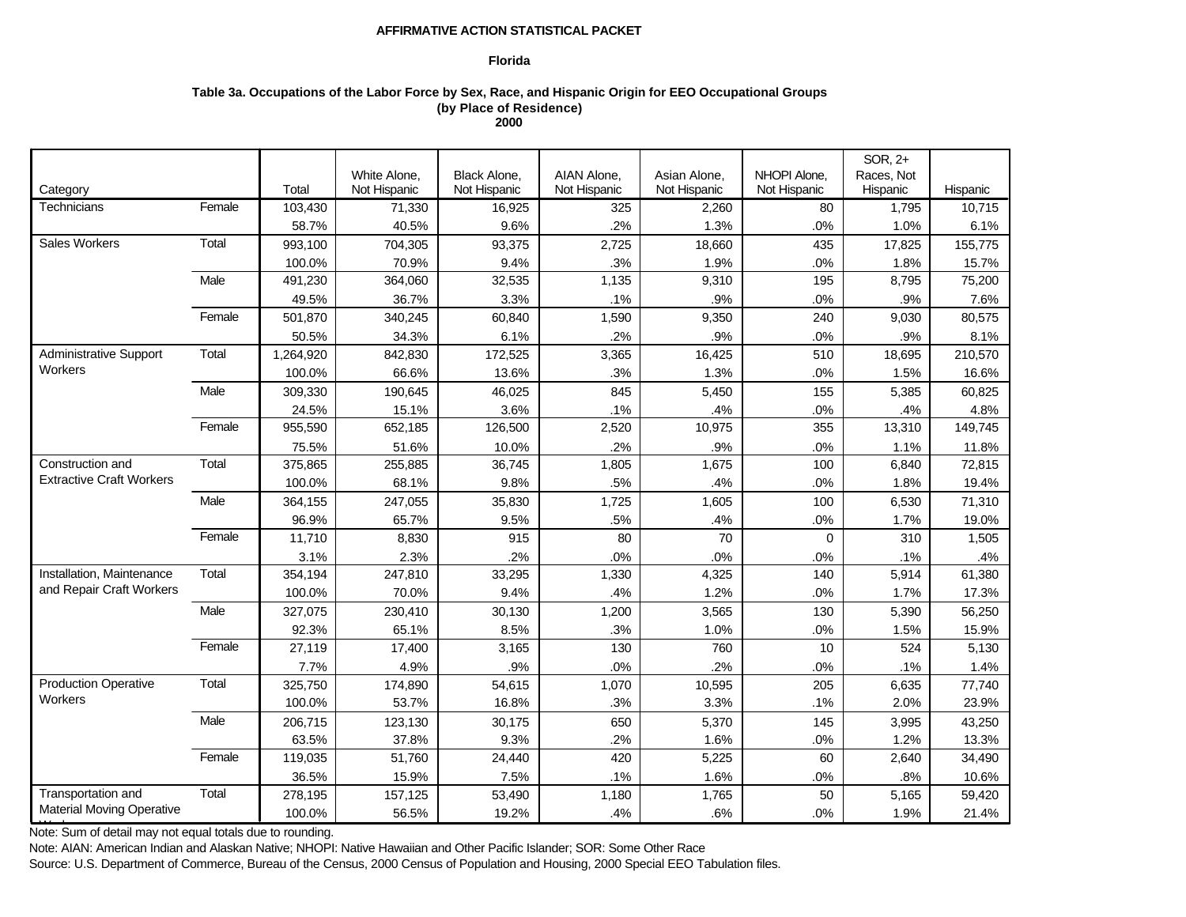**AFFIRMATIVE ACTION STATISTICAL PACKET**

**Florida**

**Table 3a. Occupations of the Labor Force by Sex, Race, and Hispanic Origin for EEO Occupational Groups (by Place of Residence) 2000**

| Category | | Total | White Alone, Not Hispanic | Black Alone, Not Hispanic | AIAN Alone, Not Hispanic | Asian Alone, Not Hispanic | NHOPI Alone, Not Hispanic | SOR, 2+ Races, Not Hispanic | Hispanic |
|---|---|---|---|---|---|---|---|---|---|
| Technicians | Female | 103,430 | 71,330 | 16,925 | 325 | 2,260 | 80 | 1,795 | 10,715 |
| | | 58.7% | 40.5% | 9.6% | .2% | 1.3% | .0% | 1.0% | 6.1% |
| Sales Workers | Total | 993,100 | 704,305 | 93,375 | 2,725 | 18,660 | 435 | 17,825 | 155,775 |
| | | 100.0% | 70.9% | 9.4% | .3% | 1.9% | .0% | 1.8% | 15.7% |
| | Male | 491,230 | 364,060 | 32,535 | 1,135 | 9,310 | 195 | 8,795 | 75,200 |
| | | 49.5% | 36.7% | 3.3% | .1% | .9% | .0% | .9% | 7.6% |
| | Female | 501,870 | 340,245 | 60,840 | 1,590 | 9,350 | 240 | 9,030 | 80,575 |
| | | 50.5% | 34.3% | 6.1% | .2% | .9% | .0% | .9% | 8.1% |
| Administrative Support Workers | Total | 1,264,920 | 842,830 | 172,525 | 3,365 | 16,425 | 510 | 18,695 | 210,570 |
| | | 100.0% | 66.6% | 13.6% | .3% | 1.3% | .0% | 1.5% | 16.6% |
| | Male | 309,330 | 190,645 | 46,025 | 845 | 5,450 | 155 | 5,385 | 60,825 |
| | | 24.5% | 15.1% | 3.6% | .1% | .4% | .0% | .4% | 4.8% |
| | Female | 955,590 | 652,185 | 126,500 | 2,520 | 10,975 | 355 | 13,310 | 149,745 |
| | | 75.5% | 51.6% | 10.0% | .2% | .9% | .0% | 1.1% | 11.8% |
| Construction and Extractive Craft Workers | Total | 375,865 | 255,885 | 36,745 | 1,805 | 1,675 | 100 | 6,840 | 72,815 |
| | | 100.0% | 68.1% | 9.8% | .5% | .4% | .0% | 1.8% | 19.4% |
| | Male | 364,155 | 247,055 | 35,830 | 1,725 | 1,605 | 100 | 6,530 | 71,310 |
| | | 96.9% | 65.7% | 9.5% | .5% | .4% | .0% | 1.7% | 19.0% |
| | Female | 11,710 | 8,830 | 915 | 80 | 70 | 0 | 310 | 1,505 |
| | | 3.1% | 2.3% | .2% | .0% | .0% | .0% | .1% | .4% |
| Installation, Maintenance and Repair Craft Workers | Total | 354,194 | 247,810 | 33,295 | 1,330 | 4,325 | 140 | 5,914 | 61,380 |
| | | 100.0% | 70.0% | 9.4% | .4% | 1.2% | .0% | 1.7% | 17.3% |
| | Male | 327,075 | 230,410 | 30,130 | 1,200 | 3,565 | 130 | 5,390 | 56,250 |
| | | 92.3% | 65.1% | 8.5% | .3% | 1.0% | .0% | 1.5% | 15.9% |
| | Female | 27,119 | 17,400 | 3,165 | 130 | 760 | 10 | 524 | 5,130 |
| | | 7.7% | 4.9% | .9% | .0% | .2% | .0% | .1% | 1.4% |
| Production Operative Workers | Total | 325,750 | 174,890 | 54,615 | 1,070 | 10,595 | 205 | 6,635 | 77,740 |
| | | 100.0% | 53.7% | 16.8% | .3% | 3.3% | .1% | 2.0% | 23.9% |
| | Male | 206,715 | 123,130 | 30,175 | 650 | 5,370 | 145 | 3,995 | 43,250 |
| | | 63.5% | 37.8% | 9.3% | .2% | 1.6% | .0% | 1.2% | 13.3% |
| | Female | 119,035 | 51,760 | 24,440 | 420 | 5,225 | 60 | 2,640 | 34,490 |
| | | 36.5% | 15.9% | 7.5% | .1% | 1.6% | .0% | .8% | 10.6% |
| Transportation and Material Moving Operative Workers | Total | 278,195 | 157,125 | 53,490 | 1,180 | 1,765 | 50 | 5,165 | 59,420 |
| | | 100.0% | 56.5% | 19.2% | .4% | .6% | .0% | 1.9% | 21.4% |

Note: Sum of detail may not equal totals due to rounding.

Note: AIAN: American Indian and Alaskan Native; NHOPI: Native Hawaiian and Other Pacific Islander; SOR: Some Other Race

Source: U.S. Department of Commerce, Bureau of the Census, 2000 Census of Population and Housing, 2000 Special EEO Tabulation files.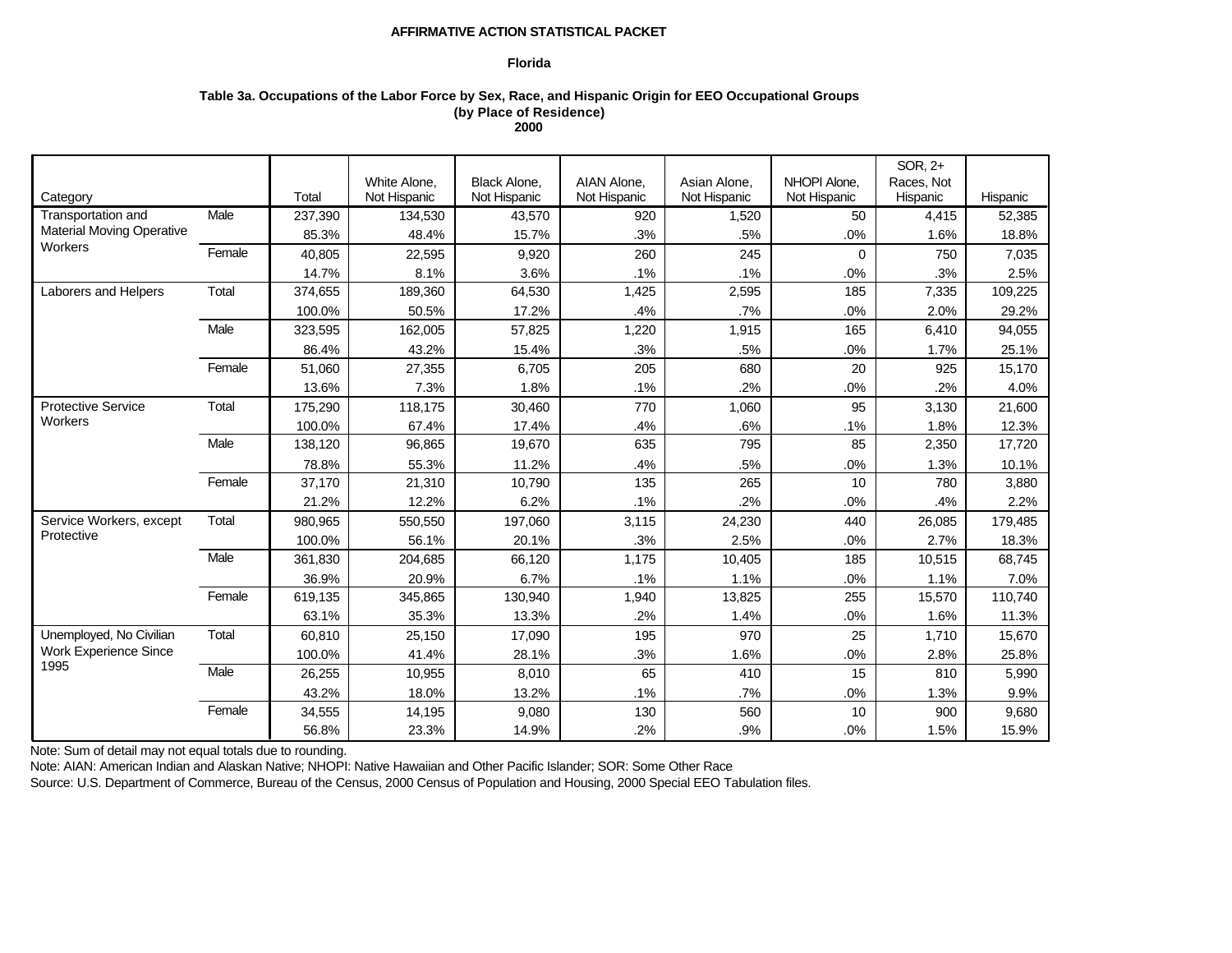**AFFIRMATIVE ACTION STATISTICAL PACKET**

**Florida**

**Table 3a. Occupations of the Labor Force by Sex, Race, and Hispanic Origin for EEO Occupational Groups (by Place of Residence) 2000**

| Category | | Total | White Alone, Not Hispanic | Black Alone, Not Hispanic | AIAN Alone, Not Hispanic | Asian Alone, Not Hispanic | NHOPI Alone, Not Hispanic | SOR, 2+ Races, Not Hispanic | Hispanic |
|---|---|---|---|---|---|---|---|---|---|
| Transportation and Material Moving Operative Workers | Male | 237,390 | 134,530 | 43,570 | 920 | 1,520 | 50 | 4,415 | 52,385 |
| | | 85.3% | 48.4% | 15.7% | .3% | .5% | .0% | 1.6% | 18.8% |
| | Female | 40,805 | 22,595 | 9,920 | 260 | 245 | 0 | 750 | 7,035 |
| | | 14.7% | 8.1% | 3.6% | .1% | .1% | .0% | .3% | 2.5% |
| Laborers and Helpers | Total | 374,655 | 189,360 | 64,530 | 1,425 | 2,595 | 185 | 7,335 | 109,225 |
| | | 100.0% | 50.5% | 17.2% | .4% | .7% | .0% | 2.0% | 29.2% |
| | Male | 323,595 | 162,005 | 57,825 | 1,220 | 1,915 | 165 | 6,410 | 94,055 |
| | | 86.4% | 43.2% | 15.4% | .3% | .5% | .0% | 1.7% | 25.1% |
| | Female | 51,060 | 27,355 | 6,705 | 205 | 680 | 20 | 925 | 15,170 |
| | | 13.6% | 7.3% | 1.8% | .1% | .2% | .0% | .2% | 4.0% |
| Protective Service Workers | Total | 175,290 | 118,175 | 30,460 | 770 | 1,060 | 95 | 3,130 | 21,600 |
| | | 100.0% | 67.4% | 17.4% | .4% | .6% | .1% | 1.8% | 12.3% |
| | Male | 138,120 | 96,865 | 19,670 | 635 | 795 | 85 | 2,350 | 17,720 |
| | | 78.8% | 55.3% | 11.2% | .4% | .5% | .0% | 1.3% | 10.1% |
| | Female | 37,170 | 21,310 | 10,790 | 135 | 265 | 10 | 780 | 3,880 |
| | | 21.2% | 12.2% | 6.2% | .1% | .2% | .0% | .4% | 2.2% |
| Service Workers, except Protective | Total | 980,965 | 550,550 | 197,060 | 3,115 | 24,230 | 440 | 26,085 | 179,485 |
| | | 100.0% | 56.1% | 20.1% | .3% | 2.5% | .0% | 2.7% | 18.3% |
| | Male | 361,830 | 204,685 | 66,120 | 1,175 | 10,405 | 185 | 10,515 | 68,745 |
| | | 36.9% | 20.9% | 6.7% | .1% | 1.1% | .0% | 1.1% | 7.0% |
| | Female | 619,135 | 345,865 | 130,940 | 1,940 | 13,825 | 255 | 15,570 | 110,740 |
| | | 63.1% | 35.3% | 13.3% | .2% | 1.4% | .0% | 1.6% | 11.3% |
| Unemployed, No Civilian Work Experience Since 1995 | Total | 60,810 | 25,150 | 17,090 | 195 | 970 | 25 | 1,710 | 15,670 |
| | | 100.0% | 41.4% | 28.1% | .3% | 1.6% | .0% | 2.8% | 25.8% |
| | Male | 26,255 | 10,955 | 8,010 | 65 | 410 | 15 | 810 | 5,990 |
| | | 43.2% | 18.0% | 13.2% | .1% | .7% | .0% | 1.3% | 9.9% |
| | Female | 34,555 | 14,195 | 9,080 | 130 | 560 | 10 | 900 | 9,680 |
| | | 56.8% | 23.3% | 14.9% | .2% | .9% | .0% | 1.5% | 15.9% |

Note: Sum of detail may not equal totals due to rounding.

Note: AIAN: American Indian and Alaskan Native; NHOPI: Native Hawaiian and Other Pacific Islander; SOR: Some Other Race

Source: U.S. Department of Commerce, Bureau of the Census, 2000 Census of Population and Housing, 2000 Special EEO Tabulation files.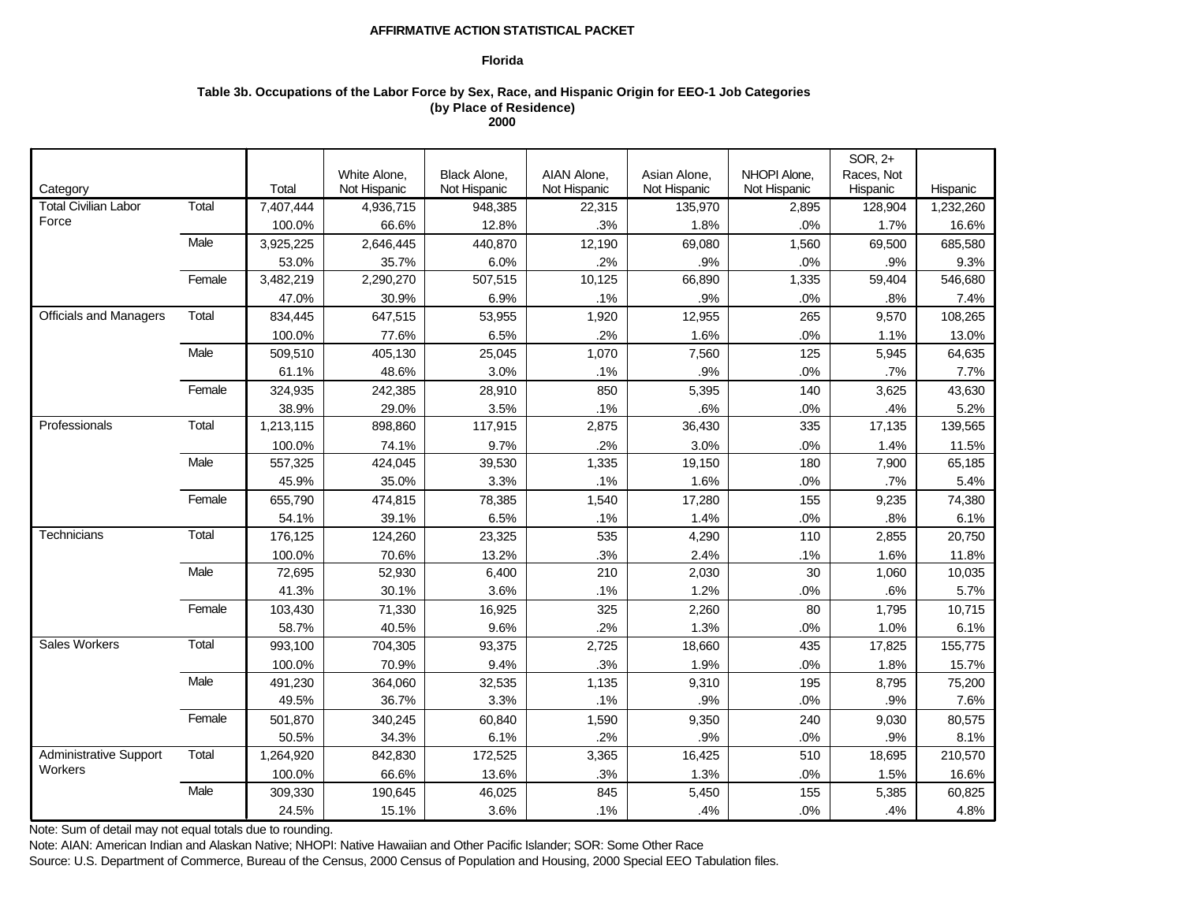**AFFIRMATIVE ACTION STATISTICAL PACKET**

**Florida**

**Table 3b. Occupations of the Labor Force by Sex, Race, and Hispanic Origin for EEO-1 Job Categories (by Place of Residence) 2000**

| Category | | Total | White Alone, Not Hispanic | Black Alone, Not Hispanic | AIAN Alone, Not Hispanic | Asian Alone, Not Hispanic | NHOPI Alone, Not Hispanic | SOR, 2+ Races, Not Hispanic | Hispanic |
|---|---|---|---|---|---|---|---|---|---|
| Total Civilian Labor Force | Total | 7,407,444 | 4,936,715 | 948,385 | 22,315 | 135,970 | 2,895 | 128,904 | 1,232,260 |
| | | 100.0% | 66.6% | 12.8% | .3% | 1.8% | .0% | 1.7% | 16.6% |
| | Male | 3,925,225 | 2,646,445 | 440,870 | 12,190 | 69,080 | 1,560 | 69,500 | 685,580 |
| | | 53.0% | 35.7% | 6.0% | .2% | .9% | .0% | .9% | 9.3% |
| | Female | 3,482,219 | 2,290,270 | 507,515 | 10,125 | 66,890 | 1,335 | 59,404 | 546,680 |
| | | 47.0% | 30.9% | 6.9% | .1% | .9% | .0% | .8% | 7.4% |
| Officials and Managers | Total | 834,445 | 647,515 | 53,955 | 1,920 | 12,955 | 265 | 9,570 | 108,265 |
| | | 100.0% | 77.6% | 6.5% | .2% | 1.6% | .0% | 1.1% | 13.0% |
| | Male | 509,510 | 405,130 | 25,045 | 1,070 | 7,560 | 125 | 5,945 | 64,635 |
| | | 61.1% | 48.6% | 3.0% | .1% | .9% | .0% | .7% | 7.7% |
| | Female | 324,935 | 242,385 | 28,910 | 850 | 5,395 | 140 | 3,625 | 43,630 |
| | | 38.9% | 29.0% | 3.5% | .1% | .6% | .0% | .4% | 5.2% |
| Professionals | Total | 1,213,115 | 898,860 | 117,915 | 2,875 | 36,430 | 335 | 17,135 | 139,565 |
| | | 100.0% | 74.1% | 9.7% | .2% | 3.0% | .0% | 1.4% | 11.5% |
| | Male | 557,325 | 424,045 | 39,530 | 1,335 | 19,150 | 180 | 7,900 | 65,185 |
| | | 45.9% | 35.0% | 3.3% | .1% | 1.6% | .0% | .7% | 5.4% |
| | Female | 655,790 | 474,815 | 78,385 | 1,540 | 17,280 | 155 | 9,235 | 74,380 |
| | | 54.1% | 39.1% | 6.5% | .1% | 1.4% | .0% | .8% | 6.1% |
| Technicians | Total | 176,125 | 124,260 | 23,325 | 535 | 4,290 | 110 | 2,855 | 20,750 |
| | | 100.0% | 70.6% | 13.2% | .3% | 2.4% | .1% | 1.6% | 11.8% |
| | Male | 72,695 | 52,930 | 6,400 | 210 | 2,030 | 30 | 1,060 | 10,035 |
| | | 41.3% | 30.1% | 3.6% | .1% | 1.2% | .0% | .6% | 5.7% |
| | Female | 103,430 | 71,330 | 16,925 | 325 | 2,260 | 80 | 1,795 | 10,715 |
| | | 58.7% | 40.5% | 9.6% | .2% | 1.3% | .0% | 1.0% | 6.1% |
| Sales Workers | Total | 993,100 | 704,305 | 93,375 | 2,725 | 18,660 | 435 | 17,825 | 155,775 |
| | | 100.0% | 70.9% | 9.4% | .3% | 1.9% | .0% | 1.8% | 15.7% |
| | Male | 491,230 | 364,060 | 32,535 | 1,135 | 9,310 | 195 | 8,795 | 75,200 |
| | | 49.5% | 36.7% | 3.3% | .1% | .9% | .0% | .9% | 7.6% |
| | Female | 501,870 | 340,245 | 60,840 | 1,590 | 9,350 | 240 | 9,030 | 80,575 |
| | | 50.5% | 34.3% | 6.1% | .2% | .9% | .0% | .9% | 8.1% |
| Administrative Support Workers | Total | 1,264,920 | 842,830 | 172,525 | 3,365 | 16,425 | 510 | 18,695 | 210,570 |
| | | 100.0% | 66.6% | 13.6% | .3% | 1.3% | .0% | 1.5% | 16.6% |
| | Male | 309,330 | 190,645 | 46,025 | 845 | 5,450 | 155 | 5,385 | 60,825 |
| | | 24.5% | 15.1% | 3.6% | .1% | .4% | .0% | .4% | 4.8% |

Note: Sum of detail may not equal totals due to rounding.

Note: AIAN: American Indian and Alaskan Native; NHOPI: Native Hawaiian and Other Pacific Islander; SOR: Some Other Race

Source: U.S. Department of Commerce, Bureau of the Census, 2000 Census of Population and Housing, 2000 Special EEO Tabulation files.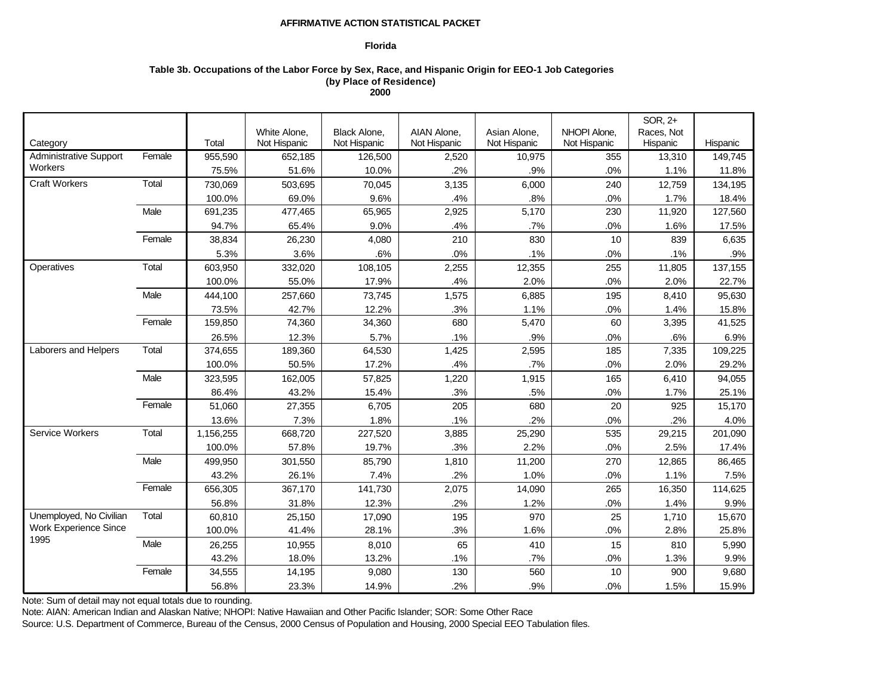**AFFIRMATIVE ACTION STATISTICAL PACKET**

**Florida**

**Table 3b. Occupations of the Labor Force by Sex, Race, and Hispanic Origin for EEO-1 Job Categories (by Place of Residence) 2000**

| Category | | Total | White Alone, Not Hispanic | Black Alone, Not Hispanic | AIAN Alone, Not Hispanic | Asian Alone, Not Hispanic | NHOPI Alone, Not Hispanic | SOR, 2+ Races, Not Hispanic | Hispanic |
|---|---|---|---|---|---|---|---|---|---|
| Administrative Support Workers | Female | 955,590 | 652,185 | 126,500 | 2,520 | 10,975 | 355 | 13,310 | 149,745 |
| | | 75.5% | 51.6% | 10.0% | .2% | .9% | .0% | 1.1% | 11.8% |
| Craft Workers | Total | 730,069 | 503,695 | 70,045 | 3,135 | 6,000 | 240 | 12,759 | 134,195 |
| | | 100.0% | 69.0% | 9.6% | .4% | .8% | .0% | 1.7% | 18.4% |
| | Male | 691,235 | 477,465 | 65,965 | 2,925 | 5,170 | 230 | 11,920 | 127,560 |
| | | 94.7% | 65.4% | 9.0% | .4% | .7% | .0% | 1.6% | 17.5% |
| | Female | 38,834 | 26,230 | 4,080 | 210 | 830 | 10 | 839 | 6,635 |
| | | 5.3% | 3.6% | .6% | .0% | .1% | .0% | .1% | .9% |
| Operatives | Total | 603,950 | 332,020 | 108,105 | 2,255 | 12,355 | 255 | 11,805 | 137,155 |
| | | 100.0% | 55.0% | 17.9% | .4% | 2.0% | .0% | 2.0% | 22.7% |
| | Male | 444,100 | 257,660 | 73,745 | 1,575 | 6,885 | 195 | 8,410 | 95,630 |
| | | 73.5% | 42.7% | 12.2% | .3% | 1.1% | .0% | 1.4% | 15.8% |
| | Female | 159,850 | 74,360 | 34,360 | 680 | 5,470 | 60 | 3,395 | 41,525 |
| | | 26.5% | 12.3% | 5.7% | .1% | .9% | .0% | .6% | 6.9% |
| Laborers and Helpers | Total | 374,655 | 189,360 | 64,530 | 1,425 | 2,595 | 185 | 7,335 | 109,225 |
| | | 100.0% | 50.5% | 17.2% | .4% | .7% | .0% | 2.0% | 29.2% |
| | Male | 323,595 | 162,005 | 57,825 | 1,220 | 1,915 | 165 | 6,410 | 94,055 |
| | | 86.4% | 43.2% | 15.4% | .3% | .5% | .0% | 1.7% | 25.1% |
| | Female | 51,060 | 27,355 | 6,705 | 205 | 680 | 20 | 925 | 15,170 |
| | | 13.6% | 7.3% | 1.8% | .1% | .2% | .0% | .2% | 4.0% |
| Service Workers | Total | 1,156,255 | 668,720 | 227,520 | 3,885 | 25,290 | 535 | 29,215 | 201,090 |
| | | 100.0% | 57.8% | 19.7% | .3% | 2.2% | .0% | 2.5% | 17.4% |
| | Male | 499,950 | 301,550 | 85,790 | 1,810 | 11,200 | 270 | 12,865 | 86,465 |
| | | 43.2% | 26.1% | 7.4% | .2% | 1.0% | .0% | 1.1% | 7.5% |
| | Female | 656,305 | 367,170 | 141,730 | 2,075 | 14,090 | 265 | 16,350 | 114,625 |
| | | 56.8% | 31.8% | 12.3% | .2% | 1.2% | .0% | 1.4% | 9.9% |
| Unemployed, No Civilian Work Experience Since 1995 | Total | 60,810 | 25,150 | 17,090 | 195 | 970 | 25 | 1,710 | 15,670 |
| | | 100.0% | 41.4% | 28.1% | .3% | 1.6% | .0% | 2.8% | 25.8% |
| | Male | 26,255 | 10,955 | 8,010 | 65 | 410 | 15 | 810 | 5,990 |
| | | 43.2% | 18.0% | 13.2% | .1% | .7% | .0% | 1.3% | 9.9% |
| | Female | 34,555 | 14,195 | 9,080 | 130 | 560 | 10 | 900 | 9,680 |
| | | 56.8% | 23.3% | 14.9% | .2% | .9% | .0% | 1.5% | 15.9% |

Note: Sum of detail may not equal totals due to rounding.

Note: AIAN: American Indian and Alaskan Native; NHOPI: Native Hawaiian and Other Pacific Islander; SOR: Some Other Race

Source: U.S. Department of Commerce, Bureau of the Census, 2000 Census of Population and Housing, 2000 Special EEO Tabulation files.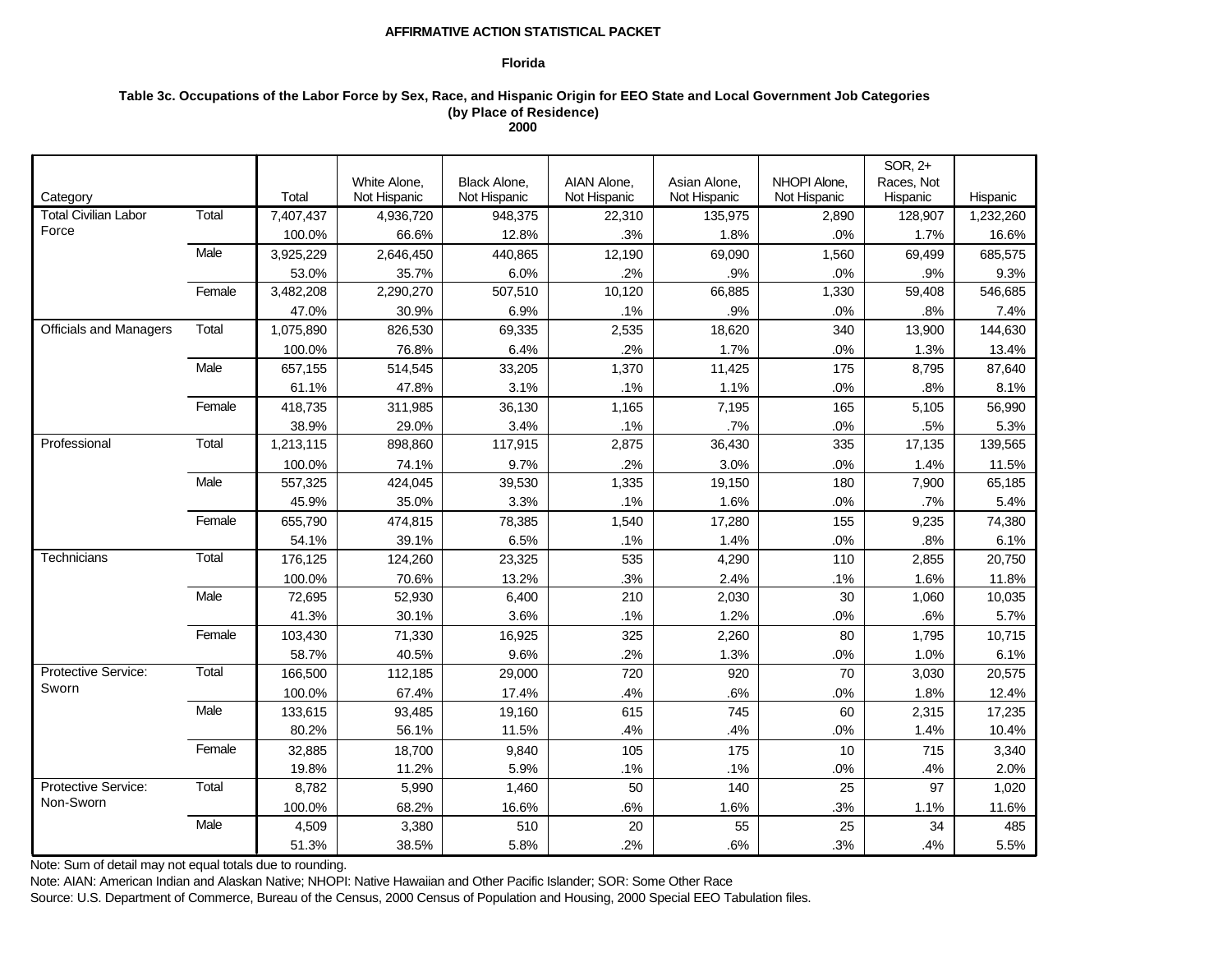**AFFIRMATIVE ACTION STATISTICAL PACKET**

**Florida**

**Table 3c. Occupations of the Labor Force by Sex, Race, and Hispanic Origin for EEO State and Local Government Job Categories (by Place of Residence) 2000**

| Category | | Total | White Alone, Not Hispanic | Black Alone, Not Hispanic | AIAN Alone, Not Hispanic | Asian Alone, Not Hispanic | NHOPI Alone, Not Hispanic | SOR, 2+ Races, Not Hispanic | Hispanic |
|---|---|---|---|---|---|---|---|---|---|
| Total Civilian Labor Force | Total | 7,407,437 | 4,936,720 | 948,375 | 22,310 | 135,975 | 2,890 | 128,907 | 1,232,260 |
| | | 100.0% | 66.6% | 12.8% | .3% | 1.8% | .0% | 1.7% | 16.6% |
| | Male | 3,925,229 | 2,646,450 | 440,865 | 12,190 | 69,090 | 1,560 | 69,499 | 685,575 |
| | | 53.0% | 35.7% | 6.0% | .2% | .9% | .0% | .9% | 9.3% |
| | Female | 3,482,208 | 2,290,270 | 507,510 | 10,120 | 66,885 | 1,330 | 59,408 | 546,685 |
| | | 47.0% | 30.9% | 6.9% | .1% | .9% | .0% | .8% | 7.4% |
| Officials and Managers | Total | 1,075,890 | 826,530 | 69,335 | 2,535 | 18,620 | 340 | 13,900 | 144,630 |
| | | 100.0% | 76.8% | 6.4% | .2% | 1.7% | .0% | 1.3% | 13.4% |
| | Male | 657,155 | 514,545 | 33,205 | 1,370 | 11,425 | 175 | 8,795 | 87,640 |
| | | 61.1% | 47.8% | 3.1% | .1% | 1.1% | .0% | .8% | 8.1% |
| | Female | 418,735 | 311,985 | 36,130 | 1,165 | 7,195 | 165 | 5,105 | 56,990 |
| | | 38.9% | 29.0% | 3.4% | .1% | .7% | .0% | .5% | 5.3% |
| Professional | Total | 1,213,115 | 898,860 | 117,915 | 2,875 | 36,430 | 335 | 17,135 | 139,565 |
| | | 100.0% | 74.1% | 9.7% | .2% | 3.0% | .0% | 1.4% | 11.5% |
| | Male | 557,325 | 424,045 | 39,530 | 1,335 | 19,150 | 180 | 7,900 | 65,185 |
| | | 45.9% | 35.0% | 3.3% | .1% | 1.6% | .0% | .7% | 5.4% |
| | Female | 655,790 | 474,815 | 78,385 | 1,540 | 17,280 | 155 | 9,235 | 74,380 |
| | | 54.1% | 39.1% | 6.5% | .1% | 1.4% | .0% | .8% | 6.1% |
| Technicians | Total | 176,125 | 124,260 | 23,325 | 535 | 4,290 | 110 | 2,855 | 20,750 |
| | | 100.0% | 70.6% | 13.2% | .3% | 2.4% | .1% | 1.6% | 11.8% |
| | Male | 72,695 | 52,930 | 6,400 | 210 | 2,030 | 30 | 1,060 | 10,035 |
| | | 41.3% | 30.1% | 3.6% | .1% | 1.2% | .0% | .6% | 5.7% |
| | Female | 103,430 | 71,330 | 16,925 | 325 | 2,260 | 80 | 1,795 | 10,715 |
| | | 58.7% | 40.5% | 9.6% | .2% | 1.3% | .0% | 1.0% | 6.1% |
| Protective Service: Sworn | Total | 166,500 | 112,185 | 29,000 | 720 | 920 | 70 | 3,030 | 20,575 |
| | | 100.0% | 67.4% | 17.4% | .4% | .6% | .0% | 1.8% | 12.4% |
| | Male | 133,615 | 93,485 | 19,160 | 615 | 745 | 60 | 2,315 | 17,235 |
| | | 80.2% | 56.1% | 11.5% | .4% | .4% | .0% | 1.4% | 10.4% |
| | Female | 32,885 | 18,700 | 9,840 | 105 | 175 | 10 | 715 | 3,340 |
| | | 19.8% | 11.2% | 5.9% | .1% | .1% | .0% | .4% | 2.0% |
| Protective Service: Non-Sworn | Total | 8,782 | 5,990 | 1,460 | 50 | 140 | 25 | 97 | 1,020 |
| | | 100.0% | 68.2% | 16.6% | .6% | 1.6% | .3% | 1.1% | 11.6% |
| | Male | 4,509 | 3,380 | 510 | 20 | 55 | 25 | 34 | 485 |
| | | 51.3% | 38.5% | 5.8% | .2% | .6% | .3% | .4% | 5.5% |

Note: Sum of detail may not equal totals due to rounding.

Note: AIAN: American Indian and Alaskan Native; NHOPI: Native Hawaiian and Other Pacific Islander; SOR: Some Other Race

Source: U.S. Department of Commerce, Bureau of the Census, 2000 Census of Population and Housing, 2000 Special EEO Tabulation files.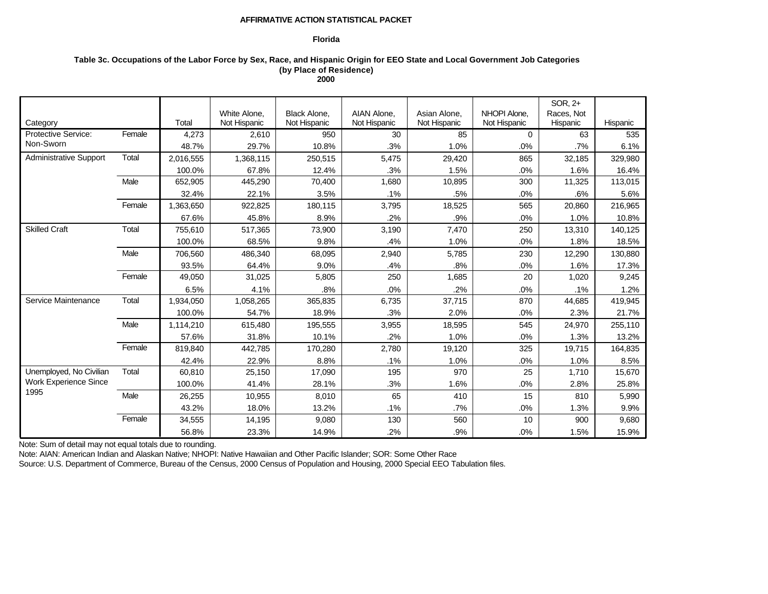**AFFIRMATIVE ACTION STATISTICAL PACKET**

**Florida**

**Table 3c. Occupations of the Labor Force by Sex, Race, and Hispanic Origin for EEO State and Local Government Job Categories (by Place of Residence) 2000**

| Category | | Total | White Alone, Not Hispanic | Black Alone, Not Hispanic | AIAN Alone, Not Hispanic | Asian Alone, Not Hispanic | NHOPI Alone, Not Hispanic | SOR, 2+ Races, Not Hispanic | Hispanic |
|---|---|---|---|---|---|---|---|---|---|
| Protective Service: Non-Sworn | Female | 4,273 | 2,610 | 950 | 30 | 85 | 0 | 63 | 535 |
| | | 48.7% | 29.7% | 10.8% | .3% | 1.0% | .0% | .7% | 6.1% |
| Administrative Support | Total | 2,016,555 | 1,368,115 | 250,515 | 5,475 | 29,420 | 865 | 32,185 | 329,980 |
| | | 100.0% | 67.8% | 12.4% | .3% | 1.5% | .0% | 1.6% | 16.4% |
| | Male | 652,905 | 445,290 | 70,400 | 1,680 | 10,895 | 300 | 11,325 | 113,015 |
| | | 32.4% | 22.1% | 3.5% | .1% | .5% | .0% | .6% | 5.6% |
| | Female | 1,363,650 | 922,825 | 180,115 | 3,795 | 18,525 | 565 | 20,860 | 216,965 |
| | | 67.6% | 45.8% | 8.9% | .2% | .9% | .0% | 1.0% | 10.8% |
| Skilled Craft | Total | 755,610 | 517,365 | 73,900 | 3,190 | 7,470 | 250 | 13,310 | 140,125 |
| | | 100.0% | 68.5% | 9.8% | .4% | 1.0% | .0% | 1.8% | 18.5% |
| | Male | 706,560 | 486,340 | 68,095 | 2,940 | 5,785 | 230 | 12,290 | 130,880 |
| | | 93.5% | 64.4% | 9.0% | .4% | .8% | .0% | 1.6% | 17.3% |
| | Female | 49,050 | 31,025 | 5,805 | 250 | 1,685 | 20 | 1,020 | 9,245 |
| | | 6.5% | 4.1% | .8% | .0% | .2% | .0% | .1% | 1.2% |
| Service Maintenance | Total | 1,934,050 | 1,058,265 | 365,835 | 6,735 | 37,715 | 870 | 44,685 | 419,945 |
| | | 100.0% | 54.7% | 18.9% | .3% | 2.0% | .0% | 2.3% | 21.7% |
| | Male | 1,114,210 | 615,480 | 195,555 | 3,955 | 18,595 | 545 | 24,970 | 255,110 |
| | | 57.6% | 31.8% | 10.1% | .2% | 1.0% | .0% | 1.3% | 13.2% |
| | Female | 819,840 | 442,785 | 170,280 | 2,780 | 19,120 | 325 | 19,715 | 164,835 |
| | | 42.4% | 22.9% | 8.8% | .1% | 1.0% | .0% | 1.0% | 8.5% |
| Unemployed, No Civilian Work Experience Since 1995 | Total | 60,810 | 25,150 | 17,090 | 195 | 970 | 25 | 1,710 | 15,670 |
| | | 100.0% | 41.4% | 28.1% | .3% | 1.6% | .0% | 2.8% | 25.8% |
| | Male | 26,255 | 10,955 | 8,010 | 65 | 410 | 15 | 810 | 5,990 |
| | | 43.2% | 18.0% | 13.2% | .1% | .7% | .0% | 1.3% | 9.9% |
| | Female | 34,555 | 14,195 | 9,080 | 130 | 560 | 10 | 900 | 9,680 |
| | | 56.8% | 23.3% | 14.9% | .2% | .9% | .0% | 1.5% | 15.9% |

Note: Sum of detail may not equal totals due to rounding.

Note: AIAN: American Indian and Alaskan Native; NHOPI: Native Hawaiian and Other Pacific Islander; SOR: Some Other Race

Source: U.S. Department of Commerce, Bureau of the Census, 2000 Census of Population and Housing, 2000 Special EEO Tabulation files.